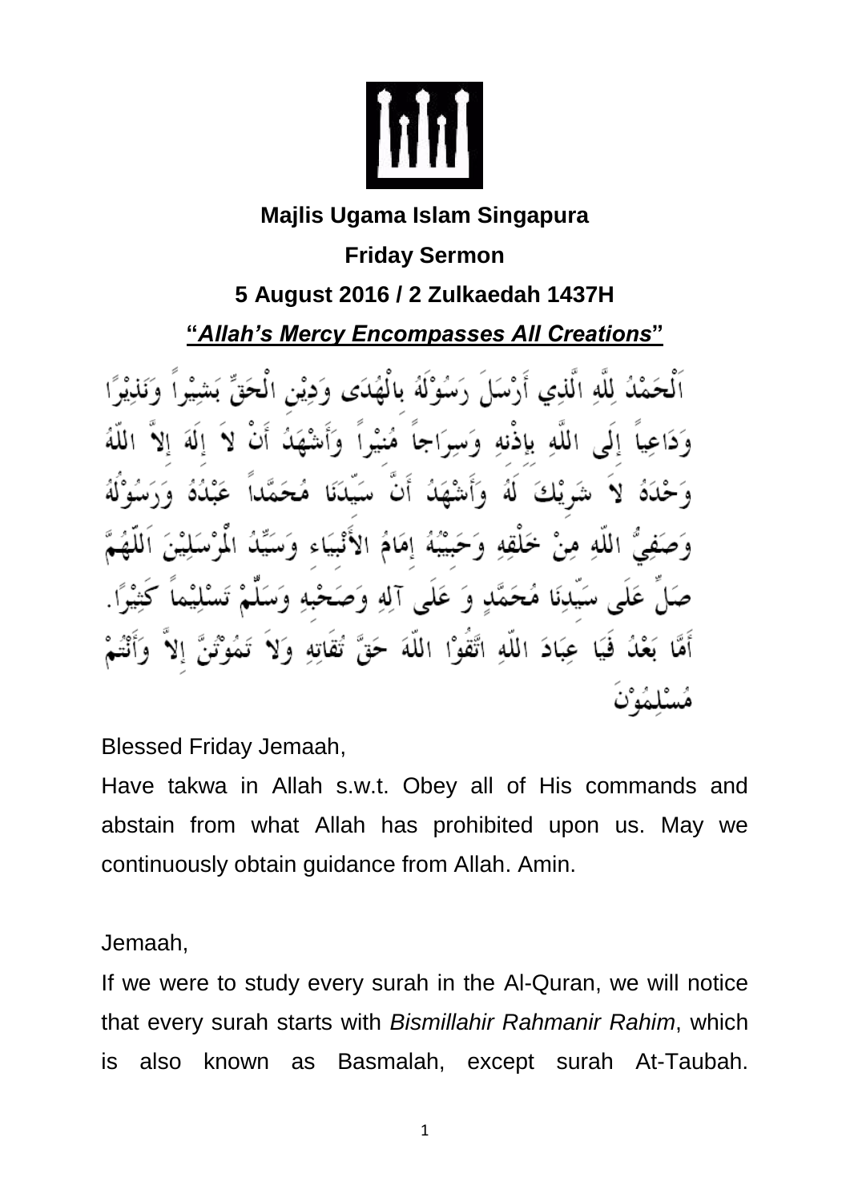**Majlis Ugama Islam Singapura**

**Friday Sermon**

**5 August 2016 / 2 Zulkaedah 1437H**

**"*Allah's Mercy Encompasses All Creations*"**

اَلْحَمْدُ لِلَّهِ الَّذِي أَرْسَلَ رَسُوْلَهُ بِالْهُدَى وَدِيْنِ الْحَقِّ بَشِيْراً وَنَذِيْرًا وَدَاعِياً إِلَى اللَّهِ بِإِذْنِهِ وَسِرَاجاً مُنِيْراً وَأَشْهَدُ أَنْ لاَ إِلَهَ إِلاَّ اللّهُ وَحْدَهُ لاَ شَرِيْكَ لَهُ وَأَشْهَدُ أَنَّ سَيِّدَنَا مُحَمَّداً عَبْدُهُ وَرَسُوْلُهُ وَصَفِيُّ اللّهِ مِنْ خَلْقِهِ وَحَبِيْبُهُ إِمَامُ الأَنْبِيَاء وَسَيِّدُ الْمُرْسَلِيْنَ اَللّهُمَّ صَلِّ عَلَى سَيِّدِنَا مُحَمَّدٍ وَ عَلَى آلِهِ وَصَحْبِهِ وَسَلِّمْ تَسْلِيْماً كَثِيْرًا. أَمَّا بَعْدُ فَيَا عِبَادَ اللّهِ اتَّقُوْا اللّهَ حَقَّ تُقَاتِهِ وَلاَ تَمُوْتُنَّ إِلاَّ وَأَنْتُمْ مُسْلِمُوْنَ

Blessed Friday Jemaah,

Have takwa in Allah s.w.t. Obey all of His commands and abstain from what Allah has prohibited upon us. May we continuously obtain guidance from Allah. Amin.

Jemaah,

If we were to study every surah in the Al-Quran, we will notice that every surah starts with *Bismillahir Rahmanir Rahim*, which is also known as Basmalah, except surah At-Taubah.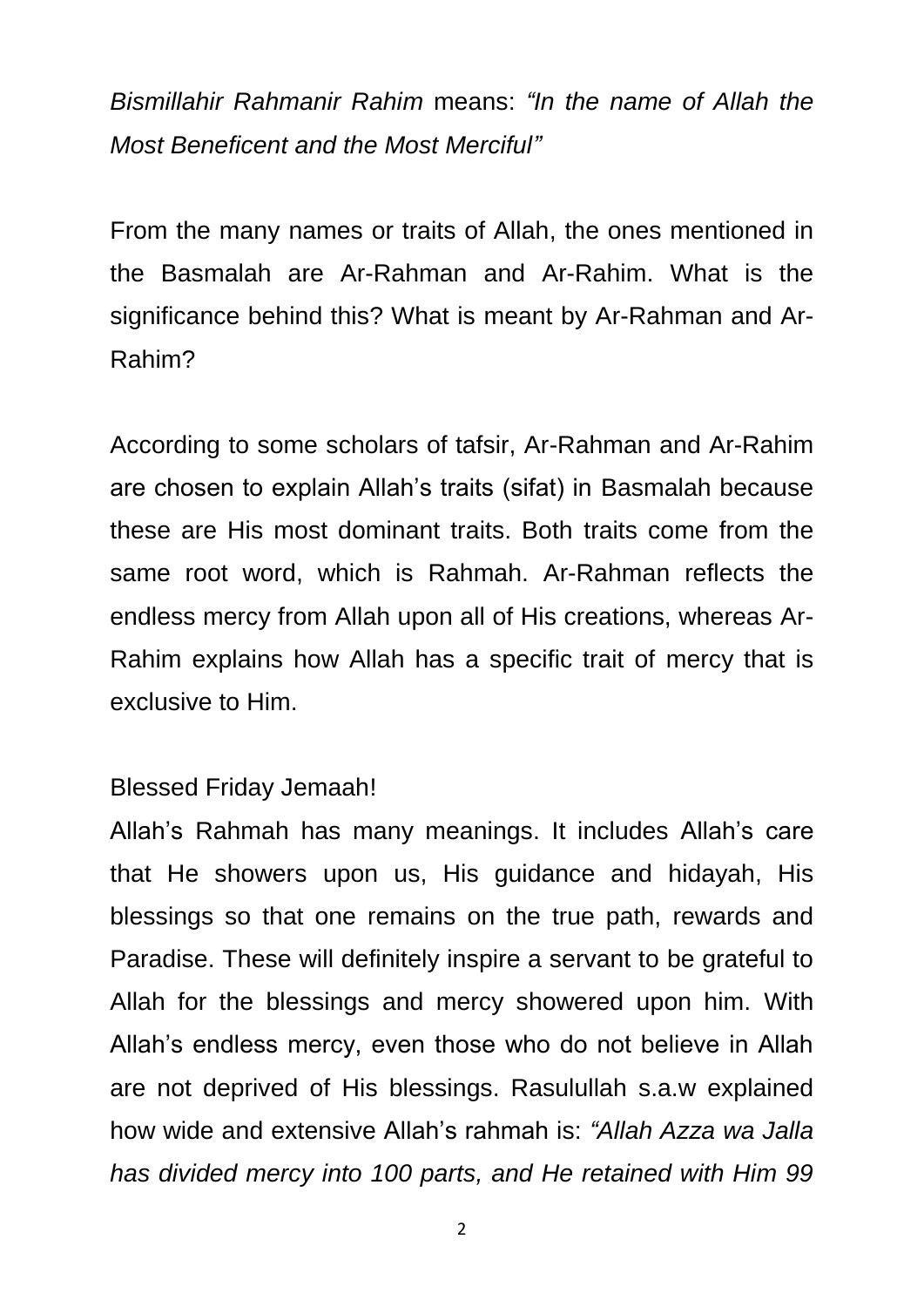*Bismillahir Rahmanir Rahim* means: *"In the name of Allah the Most Beneficent and the Most Merciful"*

From the many names or traits of Allah, the ones mentioned in the Basmalah are Ar-Rahman and Ar-Rahim. What is the significance behind this? What is meant by Ar-Rahman and Ar-Rahim?

According to some scholars of tafsir, Ar-Rahman and Ar-Rahim are chosen to explain Allah's traits (sifat) in Basmalah because these are His most dominant traits. Both traits come from the same root word, which is Rahmah. Ar-Rahman reflects the endless mercy from Allah upon all of His creations, whereas Ar-Rahim explains how Allah has a specific trait of mercy that is exclusive to Him.

Blessed Friday Jemaah!

Allah's Rahmah has many meanings. It includes Allah's care that He showers upon us, His guidance and hidayah, His blessings so that one remains on the true path, rewards and Paradise. These will definitely inspire a servant to be grateful to Allah for the blessings and mercy showered upon him. With Allah's endless mercy, even those who do not believe in Allah are not deprived of His blessings. Rasulullah s.a.w explained how wide and extensive Allah's rahmah is: *"Allah Azza wa Jalla has divided mercy into 100 parts, and He retained with Him 99*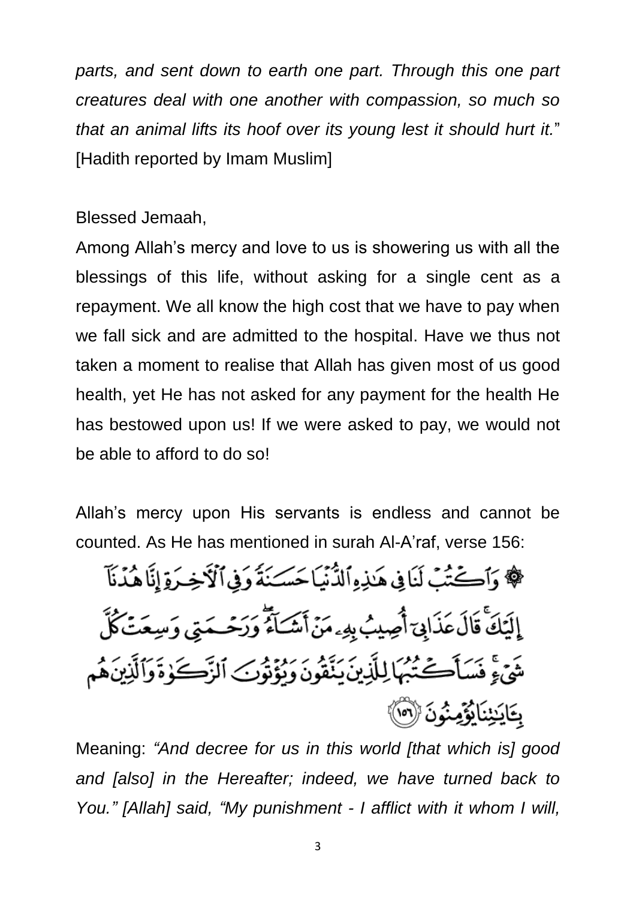*parts, and sent down to earth one part. Through this one part creatures deal with one another with compassion, so much so that an animal lifts its hoof over its young lest it should hurt it.*" [Hadith reported by Imam Muslim]

Blessed Jemaah,

Among Allah's mercy and love to us is showering us with all the blessings of this life, without asking for a single cent as a repayment. We all know the high cost that we have to pay when we fall sick and are admitted to the hospital. Have we thus not taken a moment to realise that Allah has given most of us good health, yet He has not asked for any payment for the health He has bestowed upon us! If we were asked to pay, we would not be able to afford to do so!

Allah's mercy upon His servants is endless and cannot be counted. As He has mentioned in surah Al-A'raf, verse 156:

۞ وَٱكْتُبْ لَنَا فِى هَٰذِهِ ٱلدُّنْيَا حَسَنَةً وَفِى ٱلْءَاخِرَةِ إِنَّا هُدْنَآ إِلَيْكَ ۚ قَالَ عَذَابِىٓ أُصِيبُ بِهِۦ مَنْ أَشَآءُ ۖ وَرَحْمَتِى وَسِعَتْ كُلَّ شَىْءٍ ۚ فَسَأَكْتُبُهَا لِلَّذِينَ يَتَّقُونَ وَيُؤْتُونَ ٱلزَّكَوٰةَ وَٱلَّذِينَ هُم بِـَٔايَٰتِنَا يُؤْمِنُونَ ﴿١٥٦﴾

Meaning: *"And decree for us in this world [that which is] good and [also] in the Hereafter; indeed, we have turned back to You." [Allah] said, "My punishment - I afflict with it whom I will,*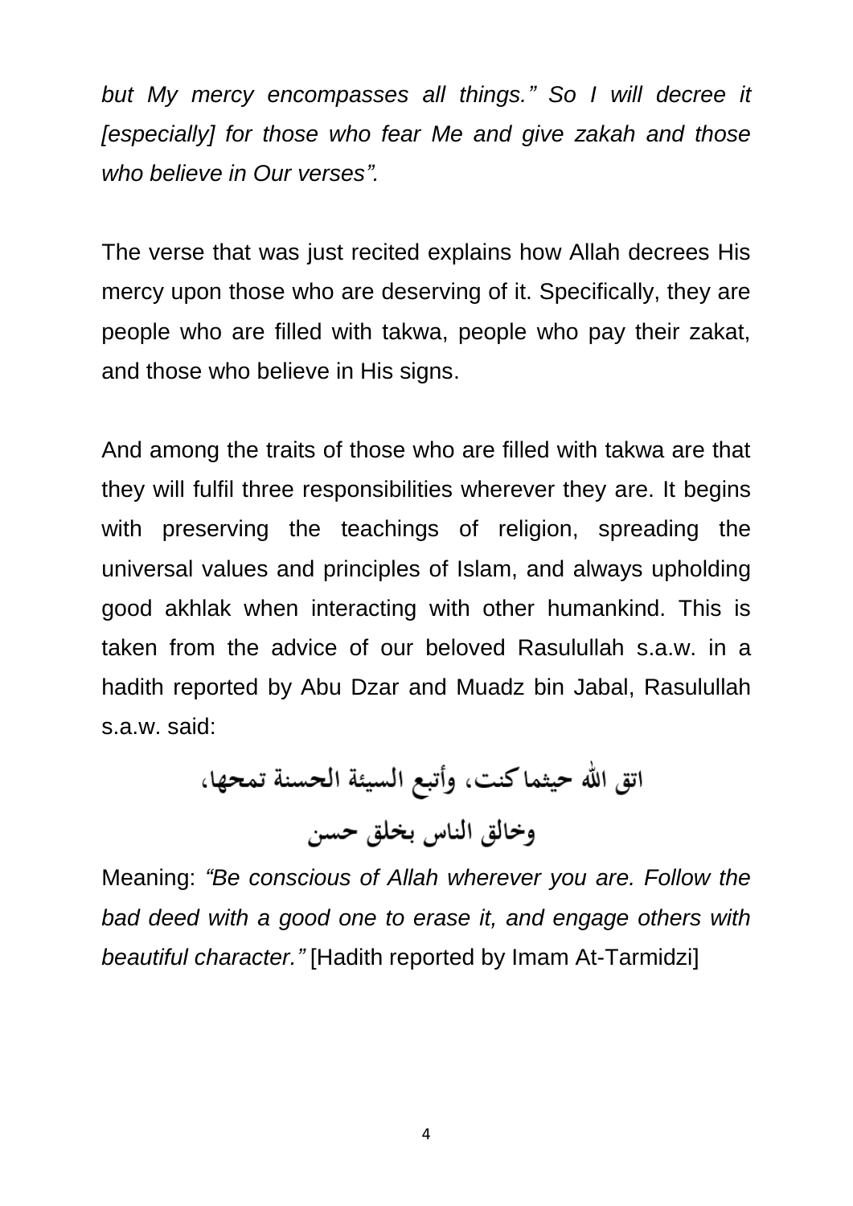*but My mercy encompasses all things." So I will decree it [especially] for those who fear Me and give zakah and those who believe in Our verses".*

The verse that was just recited explains how Allah decrees His mercy upon those who are deserving of it. Specifically, they are people who are filled with takwa, people who pay their zakat, and those who believe in His signs.

And among the traits of those who are filled with takwa are that they will fulfil three responsibilities wherever they are. It begins with preserving the teachings of religion, spreading the universal values and principles of Islam, and always upholding good akhlak when interacting with other humankind. This is taken from the advice of our beloved Rasulullah s.a.w. in a hadith reported by Abu Dzar and Muadz bin Jabal, Rasulullah s.a.w. said:

اتق الله حيثما كنت، وأتبع السيئة الحسنة تمحها،
وخالق الناس بخلق حسن

Meaning: *"Be conscious of Allah wherever you are. Follow the bad deed with a good one to erase it, and engage others with beautiful character."* [Hadith reported by Imam At-Tarmidzi]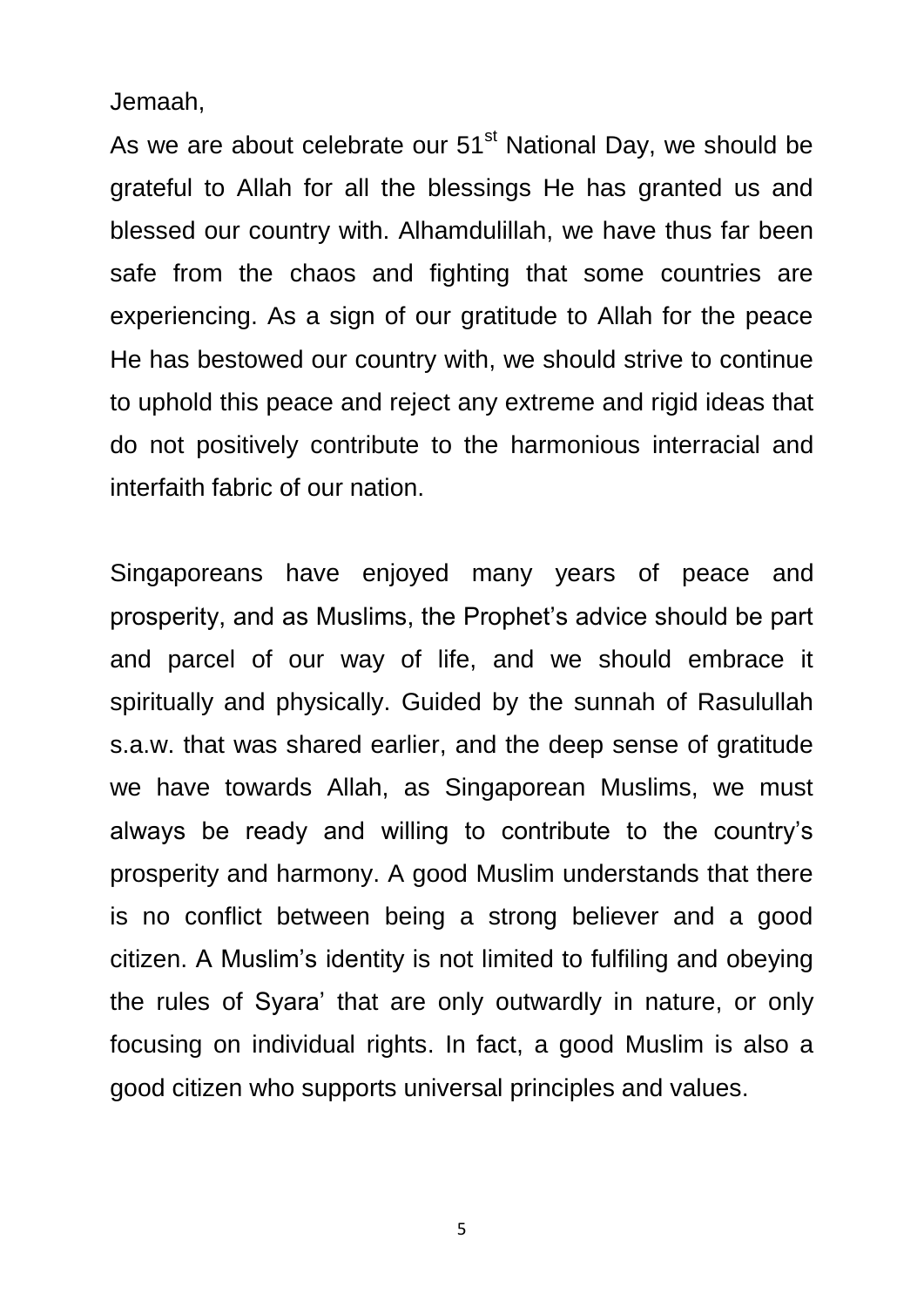Jemaah,

As we are about celebrate our 51st National Day, we should be grateful to Allah for all the blessings He has granted us and blessed our country with. Alhamdulillah, we have thus far been safe from the chaos and fighting that some countries are experiencing. As a sign of our gratitude to Allah for the peace He has bestowed our country with, we should strive to continue to uphold this peace and reject any extreme and rigid ideas that do not positively contribute to the harmonious interracial and interfaith fabric of our nation.

Singaporeans have enjoyed many years of peace and prosperity, and as Muslims, the Prophet's advice should be part and parcel of our way of life, and we should embrace it spiritually and physically. Guided by the sunnah of Rasulullah s.a.w. that was shared earlier, and the deep sense of gratitude we have towards Allah, as Singaporean Muslims, we must always be ready and willing to contribute to the country's prosperity and harmony. A good Muslim understands that there is no conflict between being a strong believer and a good citizen. A Muslim's identity is not limited to fulfiling and obeying the rules of Syara' that are only outwardly in nature, or only focusing on individual rights. In fact, a good Muslim is also a good citizen who supports universal principles and values.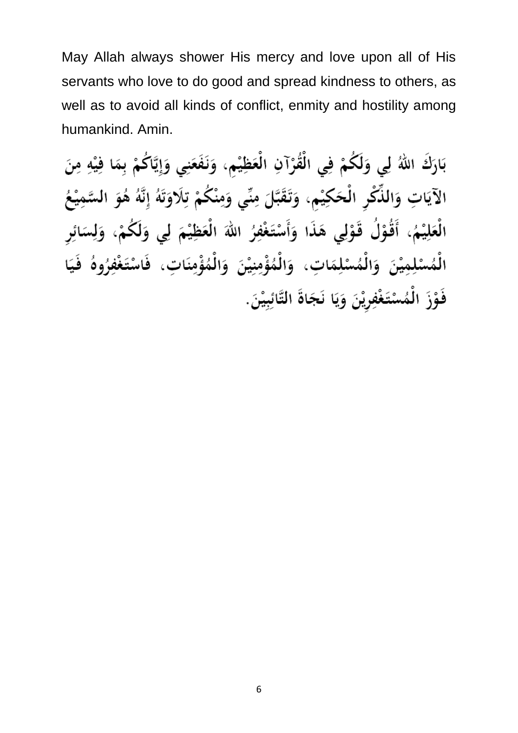May Allah always shower His mercy and love upon all of His servants who love to do good and spread kindness to others, as well as to avoid all kinds of conflict, enmity and hostility among humankind. Amin.

بَارَكَ اللهُ لِي وَلَكُمْ فِي الْقُرْآنِ الْعَظِيْمِ، وَنَفَعَنِي وَإِيَّاكُمْ بِمَا فِيْهِ مِنَ الآيَاتِ وَالذِّكْرِ الْحَكِيْمِ، وَتَقَبَّلَ مِنِّي وَمِنْكُمْ تِلَاوَتَهُ إِنَّهُ هُوَ السَّمِيْعُ الْعَلِيْمُ، أَقُوْلُ قَوْلِي هَذَا وَأَسْتَغْفِرُ اللهَ الْعَظِيْمَ لِي وَلَكُمْ، وَلِسَائِرِ الْمُسْلِمِيْنَ وَالْمُسْلِمَاتِ، وَالْمُؤْمِنِيْنَ وَالْمُؤْمِنَاتِ، فَاسْتَغْفِرُوهُ فَيَا فَوْزَ الْمُسْتَغْفِرِيْنَ وَيَا نَجَاةَ التَّائِبِيْنَ.